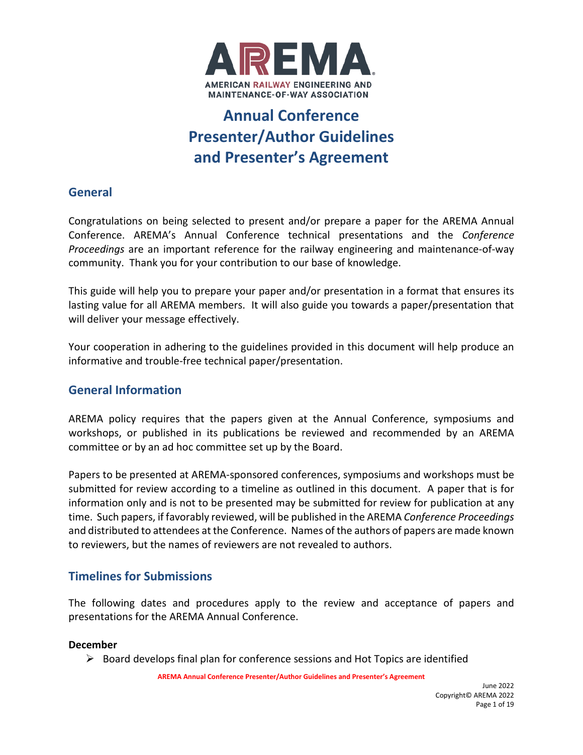AREMA

AMERICAN RAILWAY ENGINEERING AND MAINTENANCE-OF-WAY ASSOCIATION

# Annual Conference Presenter/Author Guidelines and Presenter's Agreement

## General

Congratulations on being selected to present and/or prepare a paper for the AREMA Annual Conference. AREMA's Annual Conference technical presentations and the *Conference Proceedings* are an important reference for the railway engineering and maintenance-of-way community. Thank you for your contribution to our base of knowledge.

This guide will help you to prepare your paper and/or presentation in a format that ensures its lasting value for all AREMA members. It will also guide you towards a paper/presentation that will deliver your message effectively.

Your cooperation in adhering to the guidelines provided in this document will help produce an informative and trouble-free technical paper/presentation.

## General Information

AREMA policy requires that the papers given at the Annual Conference, symposiums and workshops, or published in its publications be reviewed and recommended by an AREMA committee or by an ad hoc committee set up by the Board.

Papers to be presented at AREMA-sponsored conferences, symposiums and workshops must be submitted for review according to a timeline as outlined in this document. A paper that is for information only and is not to be presented may be submitted for review for publication at any time. Such papers, if favorably reviewed, will be published in the AREMA *Conference Proceedings* and distributed to attendees at the Conference. Names of the authors of papers are made known to reviewers, but the names of reviewers are not revealed to authors.

## Timelines for Submissions

The following dates and procedures apply to the review and acceptance of papers and presentations for the AREMA Annual Conference.

**December**

- Board develops final plan for conference sessions and Hot Topics are identified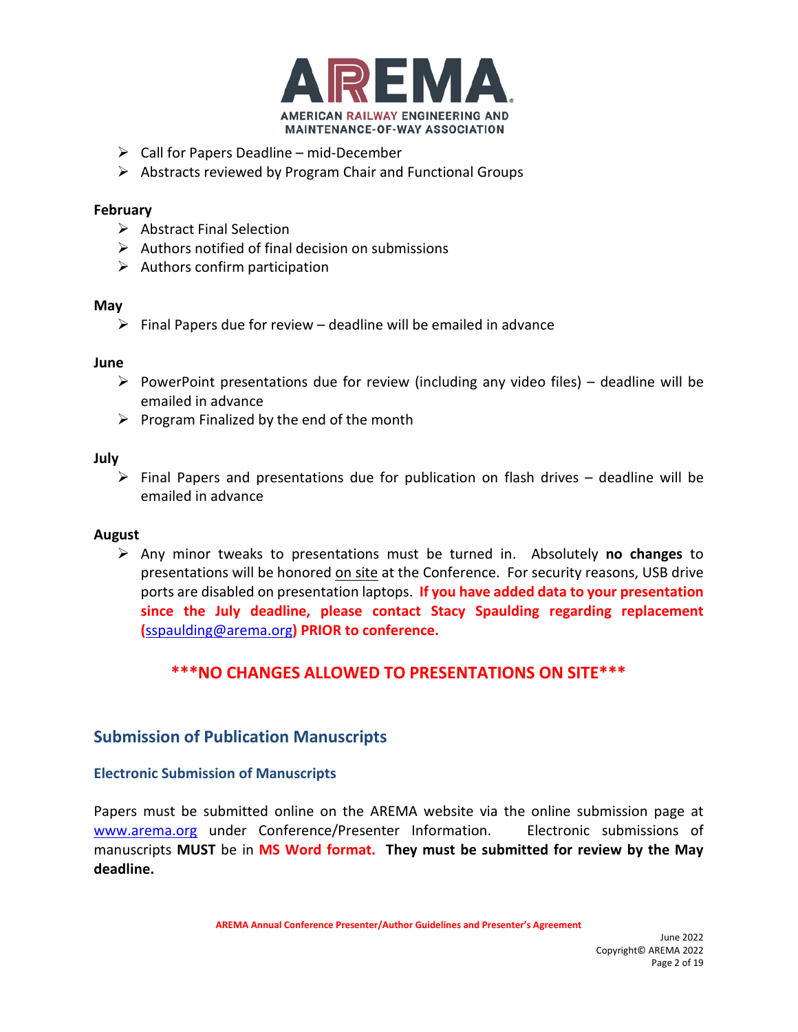- Call for Papers Deadline – mid-December
- Abstracts reviewed by Program Chair and Functional Groups

**February**

- Abstract Final Selection
- Authors notified of final decision on submissions
- Authors confirm participation

**May**

- Final Papers due for review – deadline will be emailed in advance

**June**

- PowerPoint presentations due for review (including any video files) – deadline will be emailed in advance
- Program Finalized by the end of the month

**July**

- Final Papers and presentations due for publication on flash drives – deadline will be emailed in advance

**August**

- Any minor tweaks to presentations must be turned in. Absolutely **no changes** to presentations will be honored on site at the Conference. For security reasons, USB drive ports are disabled on presentation laptops. **If you have added data to your presentation since the July deadline, please contact Stacy Spaulding regarding replacement (sspaulding@arema.org) PRIOR to conference.**

**\*\*\*NO CHANGES ALLOWED TO PRESENTATIONS ON SITE\*\*\***

## Submission of Publication Manuscripts

### Electronic Submission of Manuscripts

Papers must be submitted online on the AREMA website via the online submission page at www.arema.org under Conference/Presenter Information. Electronic submissions of manuscripts **MUST** be in **MS Word format. They must be submitted for review by the May deadline.**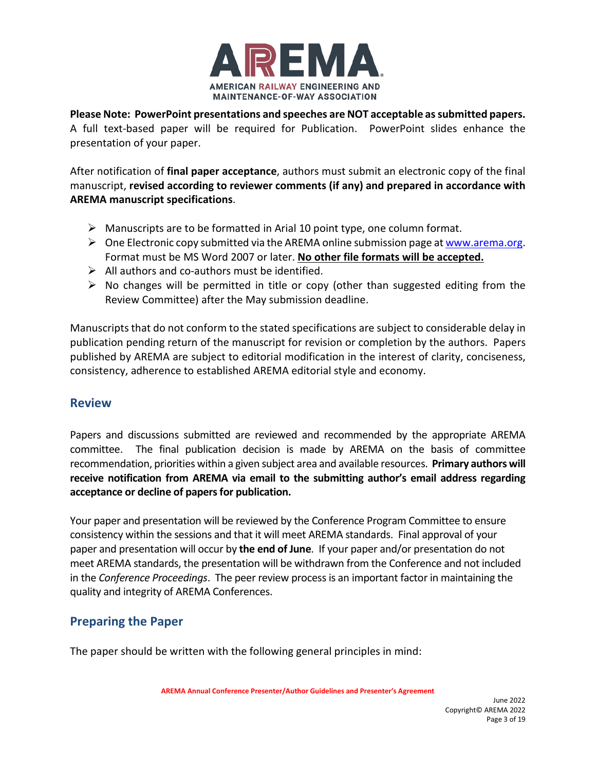**Please Note: PowerPoint presentations and speeches are NOT acceptable as submitted papers.** A full text-based paper will be required for Publication. PowerPoint slides enhance the presentation of your paper.

After notification of **final paper acceptance**, authors must submit an electronic copy of the final manuscript, **revised according to reviewer comments (if any) and prepared in accordance with AREMA manuscript specifications**.

- Manuscripts are to be formatted in Arial 10 point type, one column format.
- One Electronic copy submitted via the AREMA online submission page at www.arema.org. Format must be MS Word 2007 or later. **No other file formats will be accepted.**
- All authors and co-authors must be identified.
- No changes will be permitted in title or copy (other than suggested editing from the Review Committee) after the May submission deadline.

Manuscripts that do not conform to the stated specifications are subject to considerable delay in publication pending return of the manuscript for revision or completion by the authors. Papers published by AREMA are subject to editorial modification in the interest of clarity, conciseness, consistency, adherence to established AREMA editorial style and economy.

## Review

Papers and discussions submitted are reviewed and recommended by the appropriate AREMA committee. The final publication decision is made by AREMA on the basis of committee recommendation, priorities within a given subject area and available resources. **Primary authors will receive notification from AREMA via email to the submitting author's email address regarding acceptance or decline of papers for publication.**

Your paper and presentation will be reviewed by the Conference Program Committee to ensure consistency within the sessions and that it will meet AREMA standards. Final approval of your paper and presentation will occur by **the end of June**. If your paper and/or presentation do not meet AREMA standards, the presentation will be withdrawn from the Conference and not included in the *Conference Proceedings*. The peer review process is an important factor in maintaining the quality and integrity of AREMA Conferences.

## Preparing the Paper

The paper should be written with the following general principles in mind: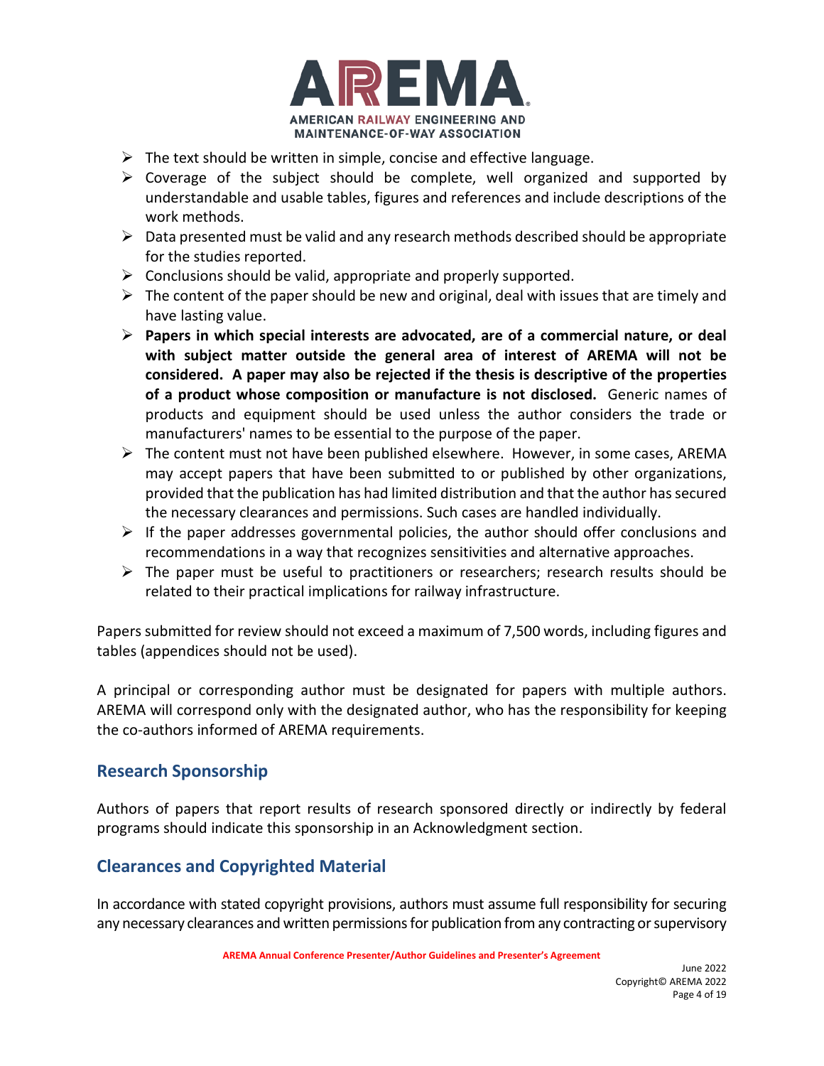- The text should be written in simple, concise and effective language.
- Coverage of the subject should be complete, well organized and supported by understandable and usable tables, figures and references and include descriptions of the work methods.
- Data presented must be valid and any research methods described should be appropriate for the studies reported.
- Conclusions should be valid, appropriate and properly supported.
- The content of the paper should be new and original, deal with issues that are timely and have lasting value.
- **Papers in which special interests are advocated, are of a commercial nature, or deal with subject matter outside the general area of interest of AREMA will not be considered. A paper may also be rejected if the thesis is descriptive of the properties of a product whose composition or manufacture is not disclosed.** Generic names of products and equipment should be used unless the author considers the trade or manufacturers' names to be essential to the purpose of the paper.
- The content must not have been published elsewhere. However, in some cases, AREMA may accept papers that have been submitted to or published by other organizations, provided that the publication has had limited distribution and that the author has secured the necessary clearances and permissions. Such cases are handled individually.
- If the paper addresses governmental policies, the author should offer conclusions and recommendations in a way that recognizes sensitivities and alternative approaches.
- The paper must be useful to practitioners or researchers; research results should be related to their practical implications for railway infrastructure.

Papers submitted for review should not exceed a maximum of 7,500 words, including figures and tables (appendices should not be used).

A principal or corresponding author must be designated for papers with multiple authors. AREMA will correspond only with the designated author, who has the responsibility for keeping the co-authors informed of AREMA requirements.

## Research Sponsorship

Authors of papers that report results of research sponsored directly or indirectly by federal programs should indicate this sponsorship in an Acknowledgment section.

## Clearances and Copyrighted Material

In accordance with stated copyright provisions, authors must assume full responsibility for securing any necessary clearances and written permissions for publication from any contracting or supervisory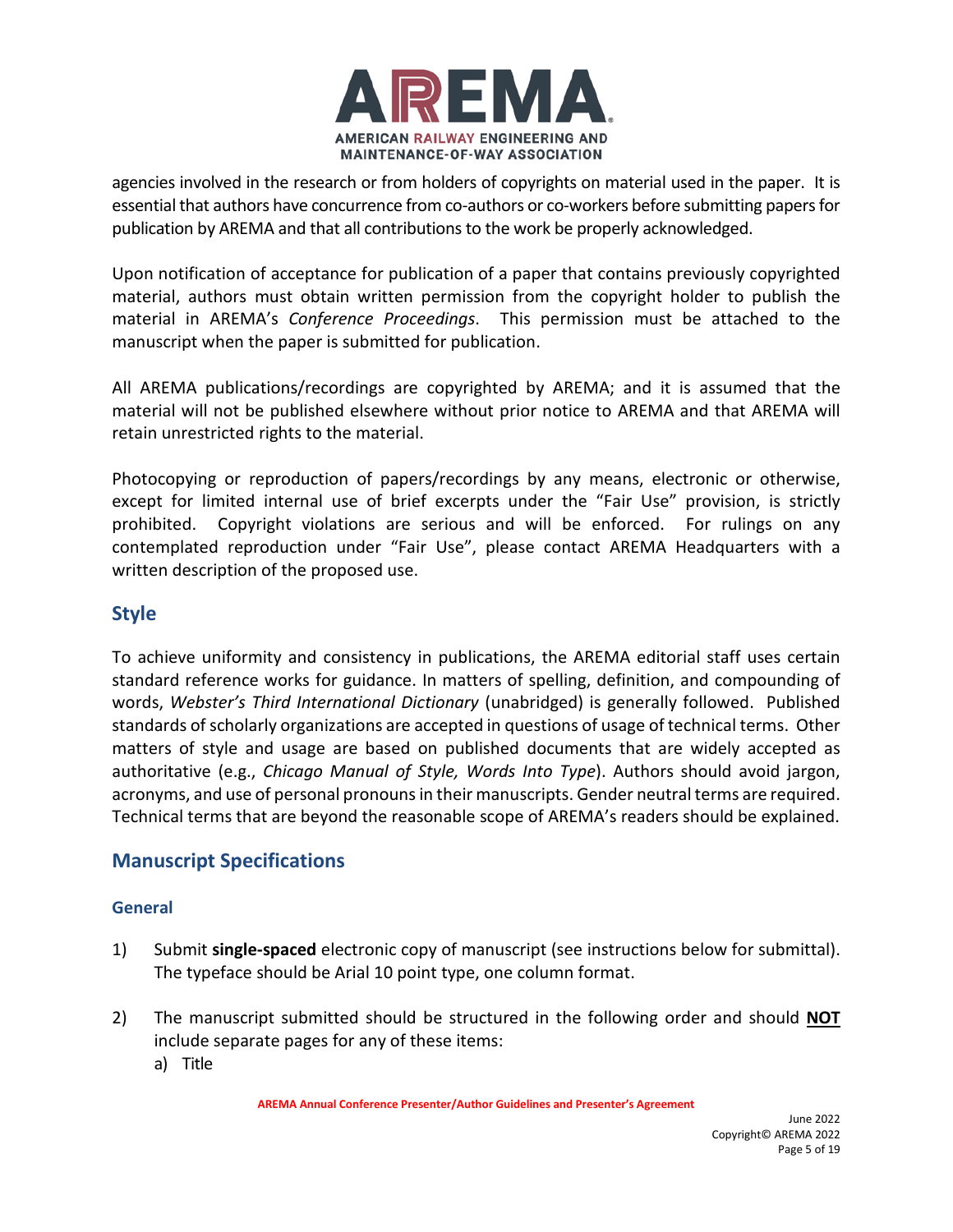agencies involved in the research or from holders of copyrights on material used in the paper. It is essential that authors have concurrence from co-authors or co-workers before submitting papers for publication by AREMA and that all contributions to the work be properly acknowledged.

Upon notification of acceptance for publication of a paper that contains previously copyrighted material, authors must obtain written permission from the copyright holder to publish the material in AREMA's *Conference Proceedings*. This permission must be attached to the manuscript when the paper is submitted for publication.

All AREMA publications/recordings are copyrighted by AREMA; and it is assumed that the material will not be published elsewhere without prior notice to AREMA and that AREMA will retain unrestricted rights to the material.

Photocopying or reproduction of papers/recordings by any means, electronic or otherwise, except for limited internal use of brief excerpts under the "Fair Use" provision, is strictly prohibited. Copyright violations are serious and will be enforced. For rulings on any contemplated reproduction under "Fair Use", please contact AREMA Headquarters with a written description of the proposed use.

## Style

To achieve uniformity and consistency in publications, the AREMA editorial staff uses certain standard reference works for guidance. In matters of spelling, definition, and compounding of words, *Webster's Third International Dictionary* (unabridged) is generally followed. Published standards of scholarly organizations are accepted in questions of usage of technical terms. Other matters of style and usage are based on published documents that are widely accepted as authoritative (e.g., *Chicago Manual of Style, Words Into Type*). Authors should avoid jargon, acronyms, and use of personal pronouns in their manuscripts. Gender neutral terms are required. Technical terms that are beyond the reasonable scope of AREMA's readers should be explained.

## Manuscript Specifications

### General

1) Submit **single-spaced** electronic copy of manuscript (see instructions below for submittal). The typeface should be Arial 10 point type, one column format.

2) The manuscript submitted should be structured in the following order and should **NOT** include separate pages for any of these items:
   a) Title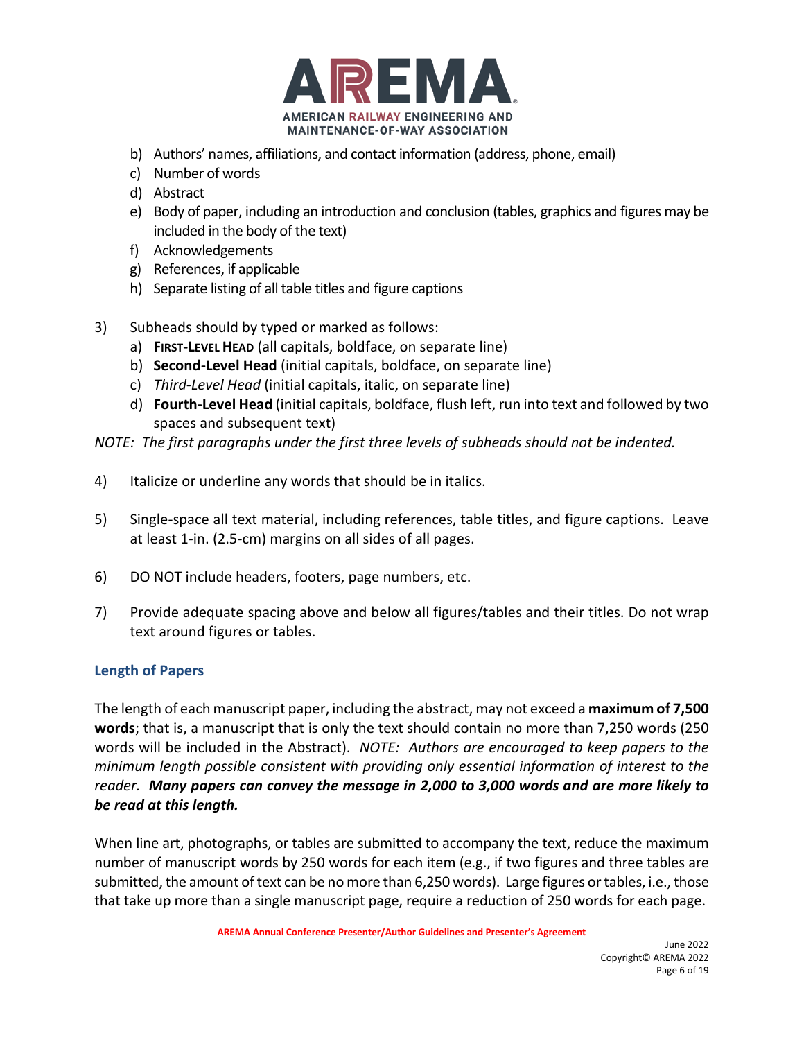b) Authors' names, affiliations, and contact information (address, phone, email)
c) Number of words
d) Abstract
e) Body of paper, including an introduction and conclusion (tables, graphics and figures may be included in the body of the text)
f) Acknowledgements
g) References, if applicable
h) Separate listing of all table titles and figure captions

3) Subheads should by typed or marked as follows:
   a) **FIRST-LEVEL HEAD** (all capitals, boldface, on separate line)
   b) **Second-Level Head** (initial capitals, boldface, on separate line)
   c) *Third-Level Head* (initial capitals, italic, on separate line)
   d) **Fourth-Level Head** (initial capitals, boldface, flush left, run into text and followed by two spaces and subsequent text)

*NOTE: The first paragraphs under the first three levels of subheads should not be indented.*

4) Italicize or underline any words that should be in italics.

5) Single-space all text material, including references, table titles, and figure captions. Leave at least 1-in. (2.5-cm) margins on all sides of all pages.

6) DO NOT include headers, footers, page numbers, etc.

7) Provide adequate spacing above and below all figures/tables and their titles. Do not wrap text around figures or tables.

## Length of Papers

The length of each manuscript paper, including the abstract, may not exceed a **maximum of 7,500 words**; that is, a manuscript that is only the text should contain no more than 7,250 words (250 words will be included in the Abstract). *NOTE: Authors are encouraged to keep papers to the minimum length possible consistent with providing only essential information of interest to the reader.* ***Many papers can convey the message in 2,000 to 3,000 words and are more likely to be read at this length.***

When line art, photographs, or tables are submitted to accompany the text, reduce the maximum number of manuscript words by 250 words for each item (e.g., if two figures and three tables are submitted, the amount of text can be no more than 6,250 words). Large figures or tables, i.e., those that take up more than a single manuscript page, require a reduction of 250 words for each page.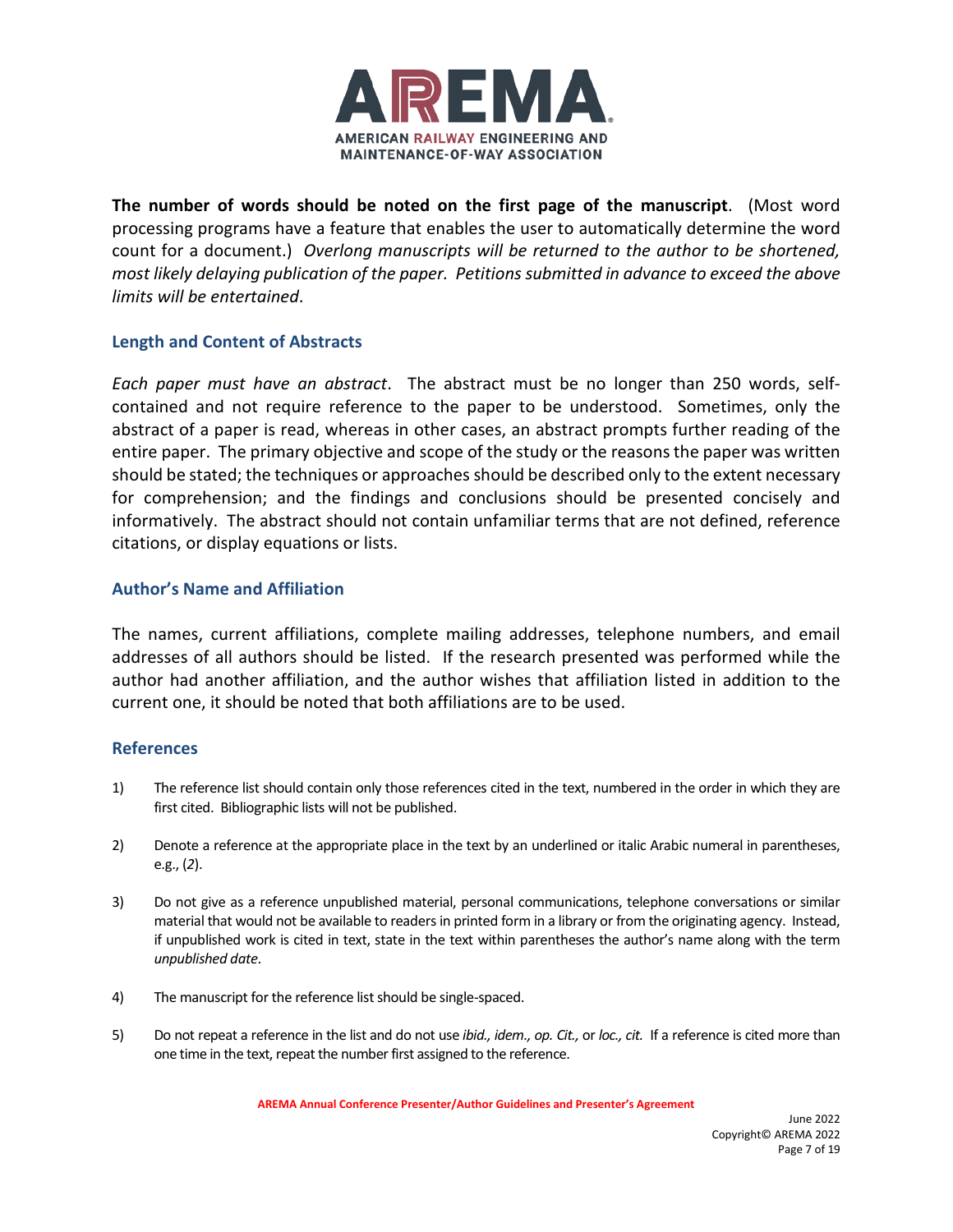**The number of words should be noted on the first page of the manuscript**. (Most word processing programs have a feature that enables the user to automatically determine the word count for a document.) *Overlong manuscripts will be returned to the author to be shortened, most likely delaying publication of the paper. Petitions submitted in advance to exceed the above limits will be entertained*.

## Length and Content of Abstracts

*Each paper must have an abstract*. The abstract must be no longer than 250 words, self-contained and not require reference to the paper to be understood. Sometimes, only the abstract of a paper is read, whereas in other cases, an abstract prompts further reading of the entire paper. The primary objective and scope of the study or the reasons the paper was written should be stated; the techniques or approaches should be described only to the extent necessary for comprehension; and the findings and conclusions should be presented concisely and informatively. The abstract should not contain unfamiliar terms that are not defined, reference citations, or display equations or lists.

## Author's Name and Affiliation

The names, current affiliations, complete mailing addresses, telephone numbers, and email addresses of all authors should be listed. If the research presented was performed while the author had another affiliation, and the author wishes that affiliation listed in addition to the current one, it should be noted that both affiliations are to be used.

## References

1) The reference list should contain only those references cited in the text, numbered in the order in which they are first cited. Bibliographic lists will not be published.

2) Denote a reference at the appropriate place in the text by an underlined or italic Arabic numeral in parentheses, e.g., (*2*).

3) Do not give as a reference unpublished material, personal communications, telephone conversations or similar material that would not be available to readers in printed form in a library or from the originating agency. Instead, if unpublished work is cited in text, state in the text within parentheses the author's name along with the term *unpublished date*.

4) The manuscript for the reference list should be single-spaced.

5) Do not repeat a reference in the list and do not use *ibid., idem., op. Cit.,* or *loc., cit.* If a reference is cited more than one time in the text, repeat the number first assigned to the reference.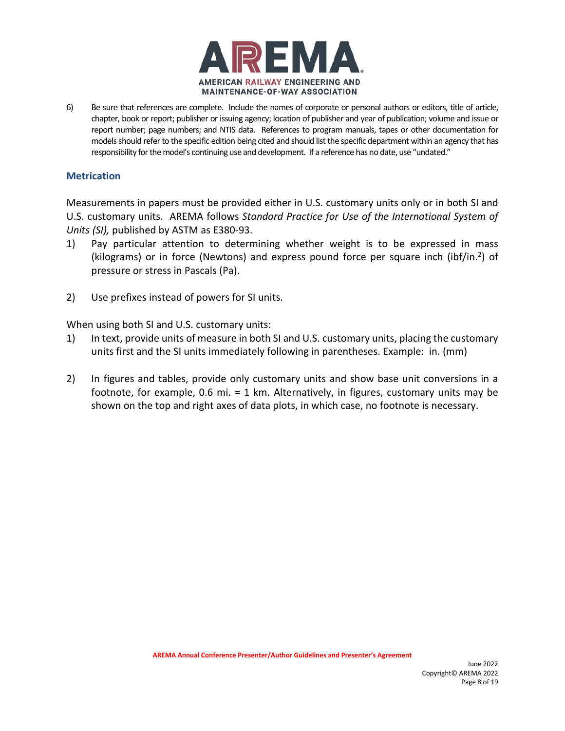6) Be sure that references are complete. Include the names of corporate or personal authors or editors, title of article, chapter, book or report; publisher or issuing agency; location of publisher and year of publication; volume and issue or report number; page numbers; and NTIS data. References to program manuals, tapes or other documentation for models should refer to the specific edition being cited and should list the specific department within an agency that has responsibility for the model's continuing use and development. If a reference has no date, use "undated."

## Metrication

Measurements in papers must be provided either in U.S. customary units only or in both SI and U.S. customary units. AREMA follows *Standard Practice for Use of the International System of Units (SI),* published by ASTM as E380-93.

1) Pay particular attention to determining whether weight is to be expressed in mass (kilograms) or in force (Newtons) and express pound force per square inch (ibf/in.$^2$) of pressure or stress in Pascals (Pa).

2) Use prefixes instead of powers for SI units.

When using both SI and U.S. customary units:

1) In text, provide units of measure in both SI and U.S. customary units, placing the customary units first and the SI units immediately following in parentheses. Example: in. (mm)

2) In figures and tables, provide only customary units and show base unit conversions in a footnote, for example, 0.6 mi. = 1 km. Alternatively, in figures, customary units may be shown on the top and right axes of data plots, in which case, no footnote is necessary.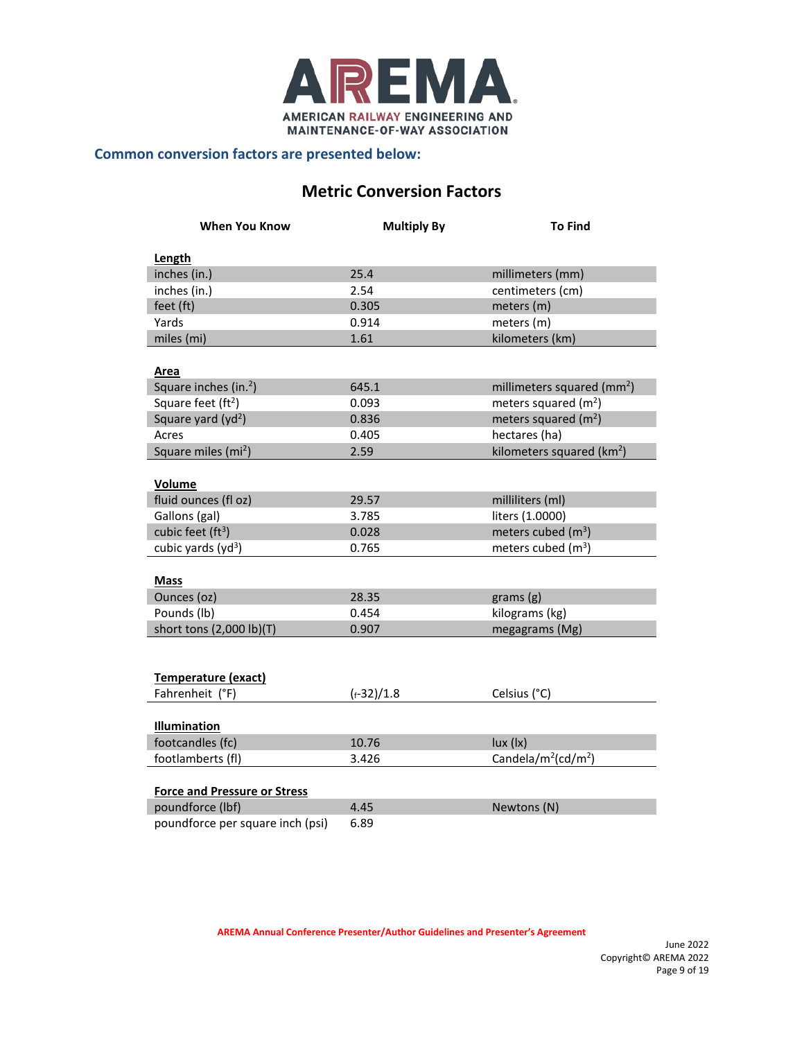AREMA
AMERICAN RAILWAY ENGINEERING AND MAINTENANCE-OF-WAY ASSOCIATION

### Common conversion factors are presented below:

## Metric Conversion Factors

| When You Know | Multiply By | To Find |
|---|---|---|
| **Length** | | |
| inches (in.) | 25.4 | millimeters (mm) |
| inches (in.) | 2.54 | centimeters (cm) |
| feet (ft) | 0.305 | meters (m) |
| Yards | 0.914 | meters (m) |
| miles (mi) | 1.61 | kilometers (km) |
| **Area** | | |
| Square inches (in.$^2$) | 645.1 | millimeters squared (mm$^2$) |
| Square feet (ft$^2$) | 0.093 | meters squared (m$^2$) |
| Square yard (yd$^2$) | 0.836 | meters squared (m$^2$) |
| Acres | 0.405 | hectares (ha) |
| Square miles (mi$^2$) | 2.59 | kilometers squared (km$^2$) |
| **Volume** | | |
| fluid ounces (fl oz) | 29.57 | milliliters (ml) |
| Gallons (gal) | 3.785 | liters (1.0000) |
| cubic feet (ft$^3$) | 0.028 | meters cubed (m$^3$) |
| cubic yards (yd$^3$) | 0.765 | meters cubed (m$^3$) |
| **Mass** | | |
| Ounces (oz) | 28.35 | grams (g) |
| Pounds (lb) | 0.454 | kilograms (kg) |
| short tons (2,000 lb)(T) | 0.907 | megagrams (Mg) |
| **Temperature (exact)** | | |
| Fahrenheit (°F) | $(_F-32)/1.8$ | Celsius (°C) |
| **Illumination** | | |
| footcandles (fc) | 10.76 | lux (lx) |
| footlamberts (fl) | 3.426 | Candela/m$^2$(cd/m$^2$) |
| **Force and Pressure or Stress** | | |
| poundforce (lbf) | 4.45 | Newtons (N) |
| poundforce per square inch (psi) | 6.89 | |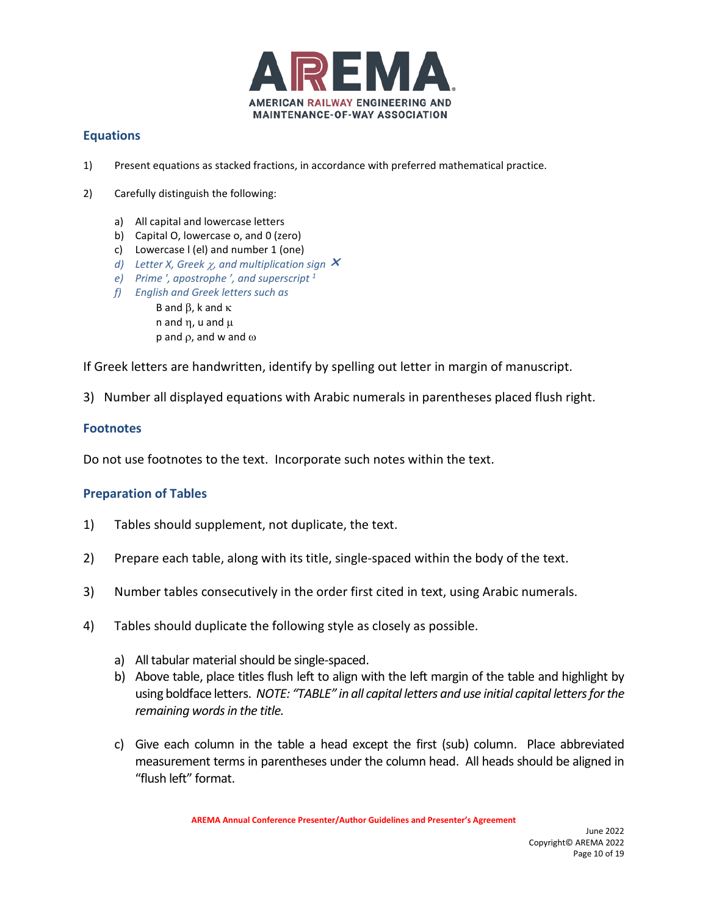## Equations

1) Present equations as stacked fractions, in accordance with preferred mathematical practice.

2) Carefully distinguish the following:

   a) All capital and lowercase letters
   b) Capital O, lowercase o, and 0 (zero)
   c) Lowercase l (el) and number 1 (one)
   d) *Letter X, Greek $\chi$, and multiplication sign* $\times$
   e) *Prime ', apostrophe ', and superscript* $^{1}$
   f) *English and Greek letters such as*

      B and $\beta$, k and $\kappa$
      n and $\eta$, u and $\mu$
      p and $\rho$, and w and $\omega$

If Greek letters are handwritten, identify by spelling out letter in margin of manuscript.

3) Number all displayed equations with Arabic numerals in parentheses placed flush right.

## Footnotes

Do not use footnotes to the text. Incorporate such notes within the text.

## Preparation of Tables

1) Tables should supplement, not duplicate, the text.

2) Prepare each table, along with its title, single-spaced within the body of the text.

3) Number tables consecutively in the order first cited in text, using Arabic numerals.

4) Tables should duplicate the following style as closely as possible.

   a) All tabular material should be single-spaced.
   b) Above table, place titles flush left to align with the left margin of the table and highlight by using boldface letters. *NOTE: "TABLE" in all capital letters and use initial capital letters for the remaining words in the title.*
   c) Give each column in the table a head except the first (sub) column. Place abbreviated measurement terms in parentheses under the column head. All heads should be aligned in "flush left" format.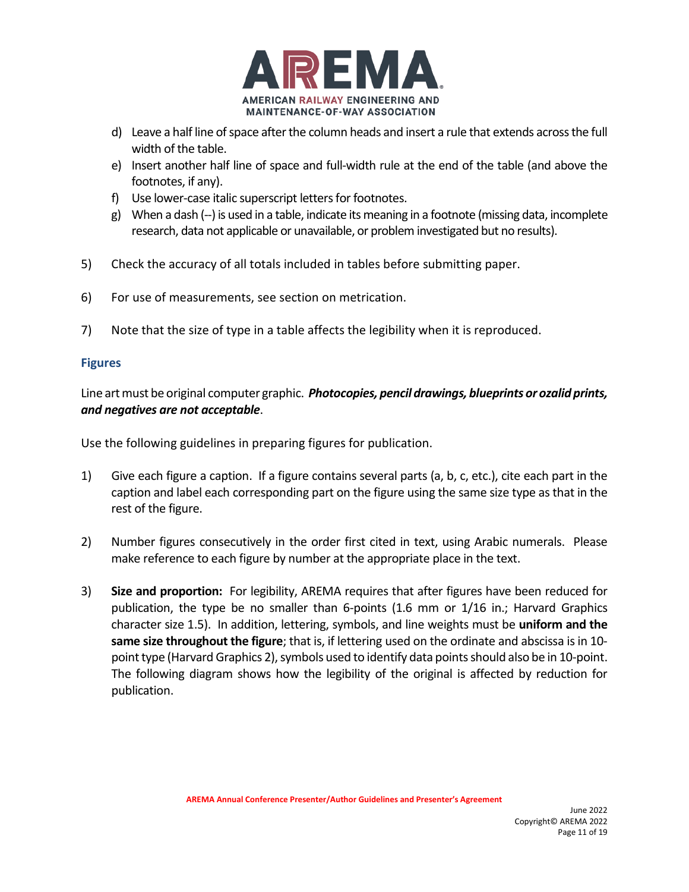d) Leave a half line of space after the column heads and insert a rule that extends across the full width of the table.

e) Insert another half line of space and full-width rule at the end of the table (and above the footnotes, if any).

f) Use lower-case italic superscript letters for footnotes.

g) When a dash (--) is used in a table, indicate its meaning in a footnote (missing data, incomplete research, data not applicable or unavailable, or problem investigated but no results).

5) Check the accuracy of all totals included in tables before submitting paper.

6) For use of measurements, see section on metrication.

7) Note that the size of type in a table affects the legibility when it is reproduced.

## Figures

Line art must be original computer graphic. ***Photocopies, pencil drawings, blueprints or ozalid prints, and negatives are not acceptable***.

Use the following guidelines in preparing figures for publication.

1) Give each figure a caption. If a figure contains several parts (a, b, c, etc.), cite each part in the caption and label each corresponding part on the figure using the same size type as that in the rest of the figure.

2) Number figures consecutively in the order first cited in text, using Arabic numerals. Please make reference to each figure by number at the appropriate place in the text.

3) **Size and proportion:** For legibility, AREMA requires that after figures have been reduced for publication, the type be no smaller than 6-points (1.6 mm or 1/16 in.; Harvard Graphics character size 1.5). In addition, lettering, symbols, and line weights must be **uniform and the same size throughout the figure**; that is, if lettering used on the ordinate and abscissa is in 10-point type (Harvard Graphics 2), symbols used to identify data points should also be in 10-point. The following diagram shows how the legibility of the original is affected by reduction for publication.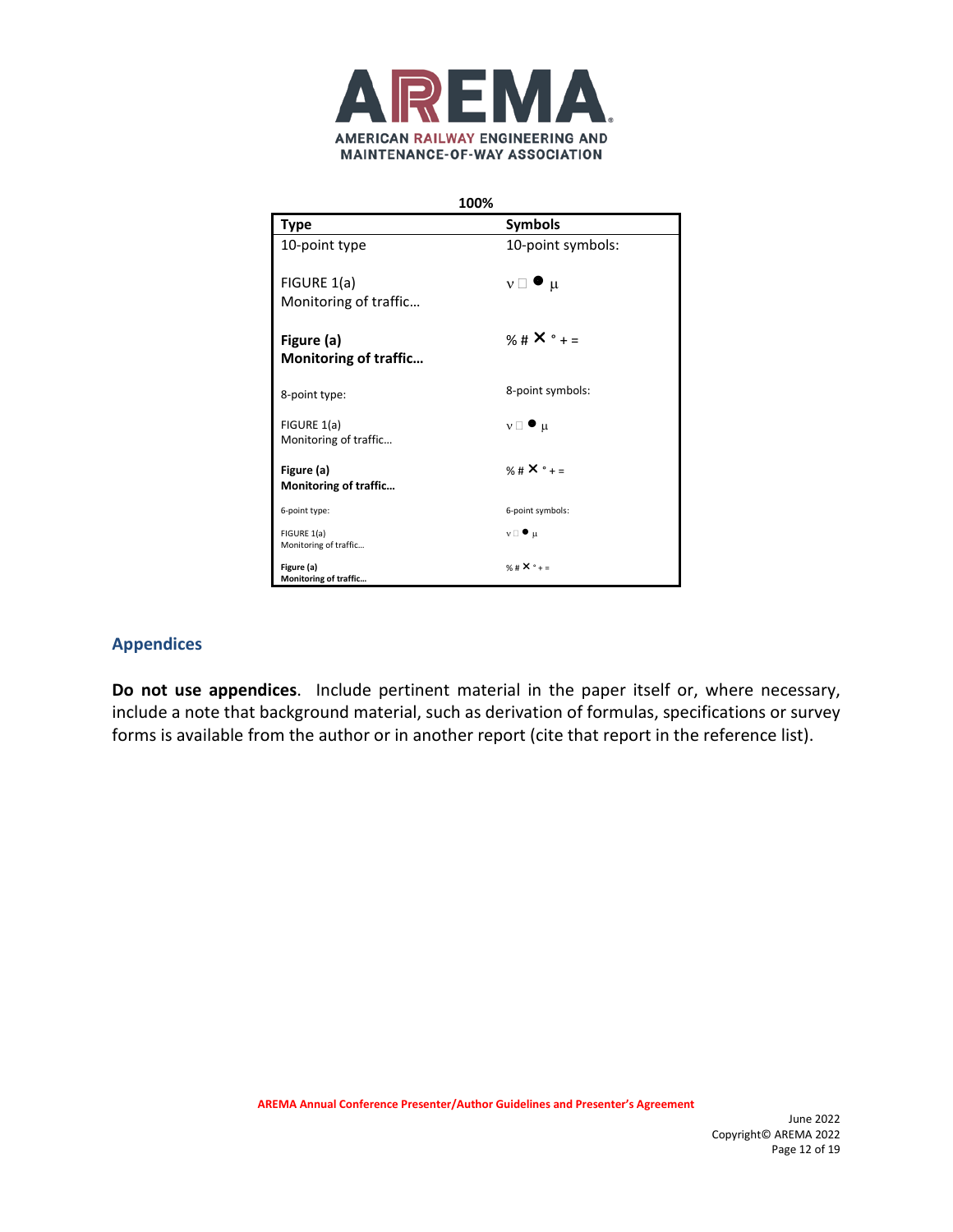**100%**

| Type | Symbols |
| --- | --- |
| 10-point type | 10-point symbols: |
| FIGURE 1(a) Monitoring of traffic… | ν □ ● μ |
| **Figure (a) Monitoring of traffic…** | % # ✕ ° + = |
| 8-point type: | 8-point symbols: |
| FIGURE 1(a) Monitoring of traffic… | ν □ ● μ |
| **Figure (a) Monitoring of traffic…** | % # ✕ ° + = |
| 6-point type: | 6-point symbols: |
| FIGURE 1(a) Monitoring of traffic… | ν □ ● μ |
| **Figure (a) Monitoring of traffic…** | % # ✕ ° + = |

## Appendices

**Do not use appendices**. Include pertinent material in the paper itself or, where necessary, include a note that background material, such as derivation of formulas, specifications or survey forms is available from the author or in another report (cite that report in the reference list).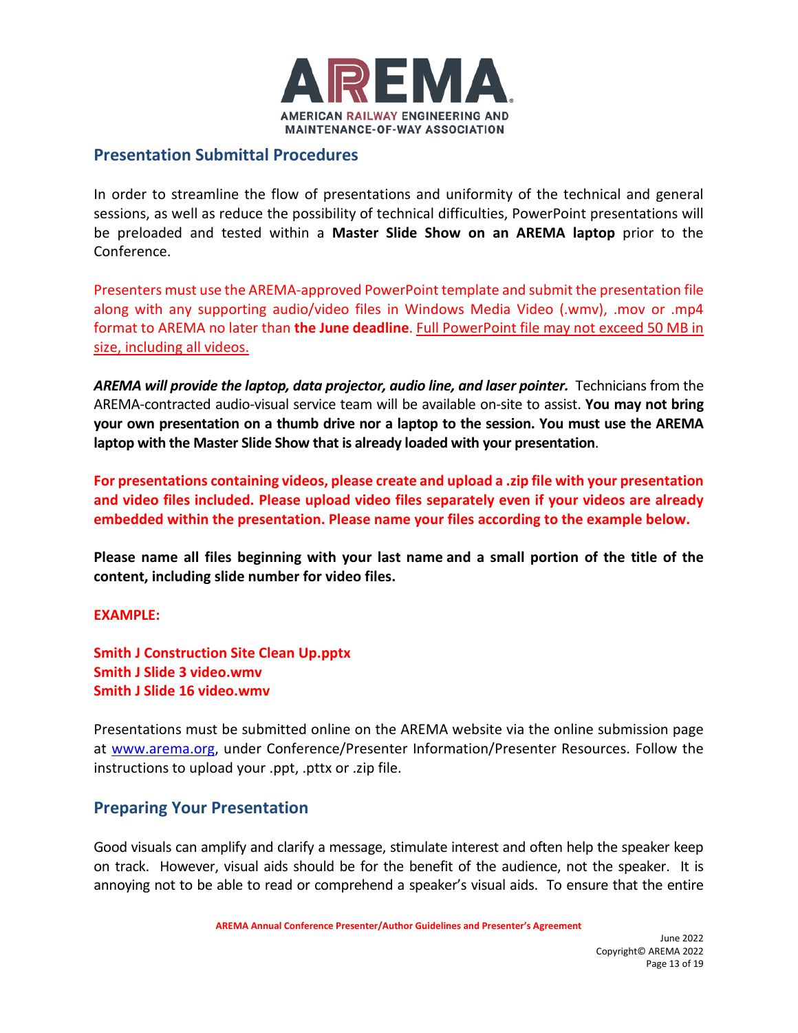AREMA
AMERICAN RAILWAY ENGINEERING AND MAINTENANCE-OF-WAY ASSOCIATION

## Presentation Submittal Procedures

In order to streamline the flow of presentations and uniformity of the technical and general sessions, as well as reduce the possibility of technical difficulties, PowerPoint presentations will be preloaded and tested within a **Master Slide Show on an AREMA laptop** prior to the Conference.

Presenters must use the AREMA-approved PowerPoint template and submit the presentation file along with any supporting audio/video files in Windows Media Video (.wmv), .mov or .mp4 format to AREMA no later than **the June deadline**. Full PowerPoint file may not exceed 50 MB in size, including all videos.

***AREMA will provide the laptop, data projector, audio line, and laser pointer.*** Technicians from the AREMA-contracted audio-visual service team will be available on-site to assist. **You may not bring your own presentation on a thumb drive nor a laptop to the session. You must use the AREMA laptop with the Master Slide Show that is already loaded with your presentation**.

**For presentations containing videos, please create and upload a .zip file with your presentation and video files included. Please upload video files separately even if your videos are already embedded within the presentation. Please name your files according to the example below.**

**Please name all files beginning with your last name and a small portion of the title of the content, including slide number for video files.**

**EXAMPLE:**

**Smith J Construction Site Clean Up.pptx**
**Smith J Slide 3 video.wmv**
**Smith J Slide 16 video.wmv**

Presentations must be submitted online on the AREMA website via the online submission page at www.arema.org, under Conference/Presenter Information/Presenter Resources. Follow the instructions to upload your .ppt, .pttx or .zip file.

## Preparing Your Presentation

Good visuals can amplify and clarify a message, stimulate interest and often help the speaker keep on track. However, visual aids should be for the benefit of the audience, not the speaker. It is annoying not to be able to read or comprehend a speaker's visual aids. To ensure that the entire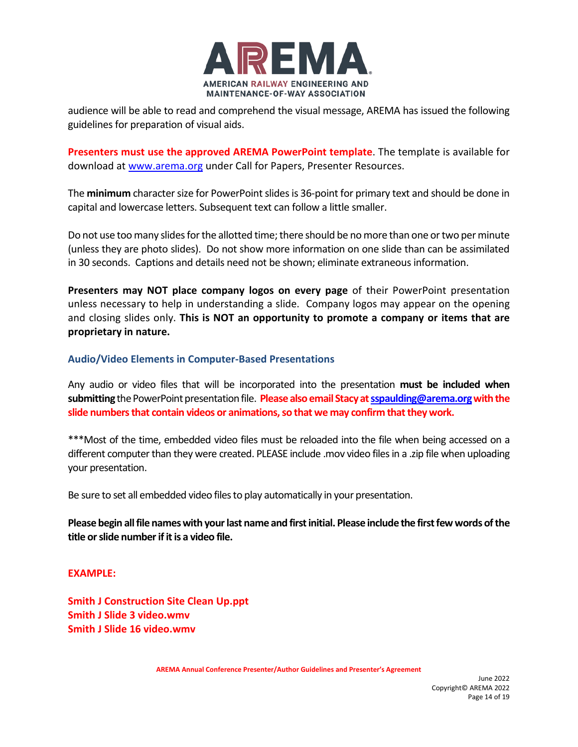audience will be able to read and comprehend the visual message, AREMA has issued the following guidelines for preparation of visual aids.

**Presenters must use the approved AREMA PowerPoint template**. The template is available for download at www.arema.org under Call for Papers, Presenter Resources.

The **minimum** character size for PowerPoint slides is 36-point for primary text and should be done in capital and lowercase letters. Subsequent text can follow a little smaller.

Do not use too many slides for the allotted time; there should be no more than one or two per minute (unless they are photo slides). Do not show more information on one slide than can be assimilated in 30 seconds. Captions and details need not be shown; eliminate extraneous information.

**Presenters may NOT place company logos on every page** of their PowerPoint presentation unless necessary to help in understanding a slide. Company logos may appear on the opening and closing slides only. **This is NOT an opportunity to promote a company or items that are proprietary in nature.**

### Audio/Video Elements in Computer-Based Presentations

Any audio or video files that will be incorporated into the presentation **must be included when submitting** the PowerPoint presentation file. **Please also email Stacy at sspaulding@arema.org with the slide numbers that contain videos or animations, so that we may confirm that they work.**

***Most of the time, embedded video files must be reloaded into the file when being accessed on a different computer than they were created. PLEASE include .mov video files in a .zip file when uploading your presentation.

Be sure to set all embedded video files to play automatically in your presentation.

**Please begin all file names with your last name and first initial. Please include the first few words of the title or slide number if it is a video file.**

**EXAMPLE:**

**Smith J Construction Site Clean Up.ppt**
**Smith J Slide 3 video.wmv**
**Smith J Slide 16 video.wmv**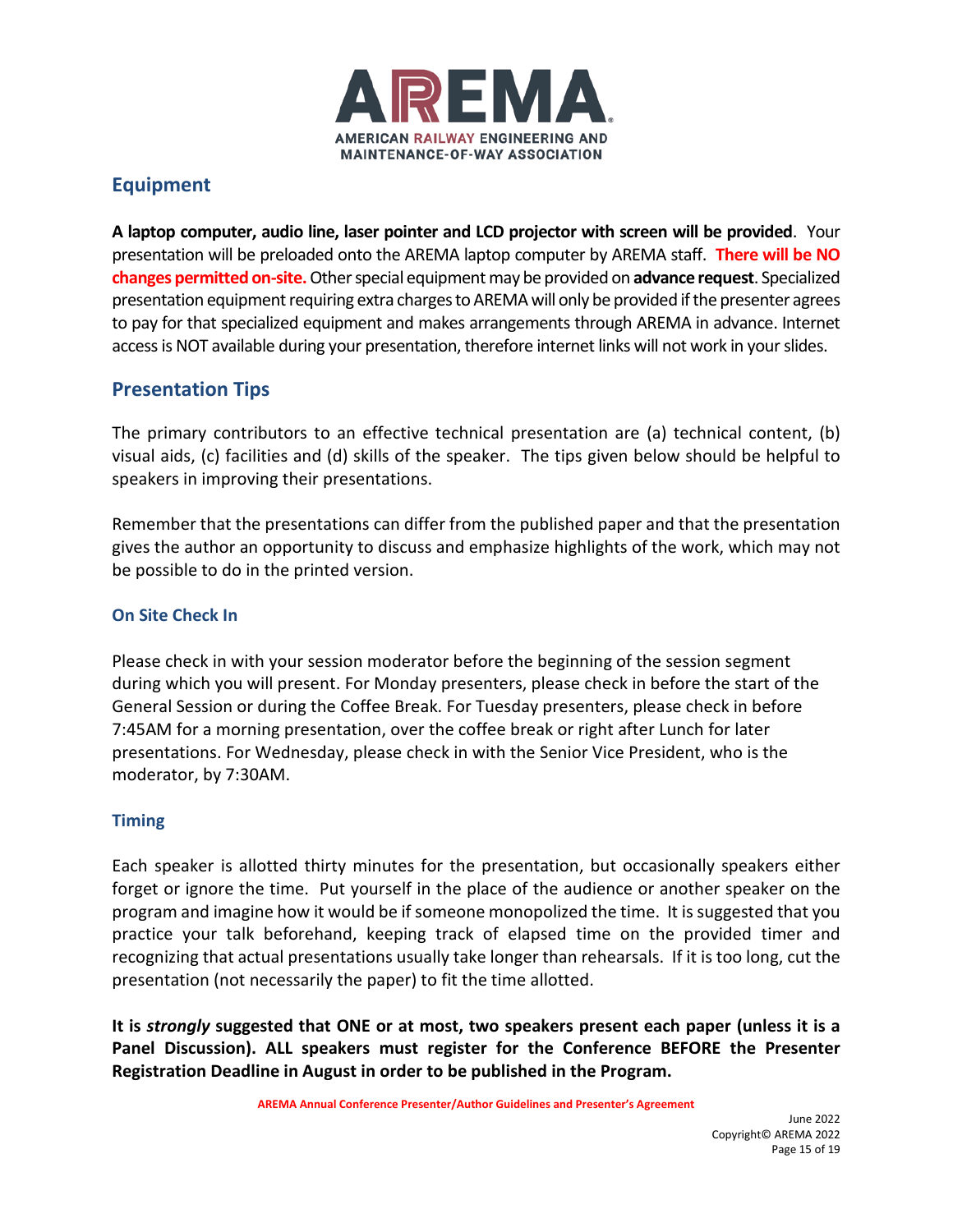## Equipment

**A laptop computer, audio line, laser pointer and LCD projector with screen will be provided**. Your presentation will be preloaded onto the AREMA laptop computer by AREMA staff. **There will be NO changes permitted on-site.** Other special equipment may be provided on **advance request**. Specialized presentation equipment requiring extra charges to AREMA will only be provided if the presenter agrees to pay for that specialized equipment and makes arrangements through AREMA in advance. Internet access is NOT available during your presentation, therefore internet links will not work in your slides.

## Presentation Tips

The primary contributors to an effective technical presentation are (a) technical content, (b) visual aids, (c) facilities and (d) skills of the speaker. The tips given below should be helpful to speakers in improving their presentations.

Remember that the presentations can differ from the published paper and that the presentation gives the author an opportunity to discuss and emphasize highlights of the work, which may not be possible to do in the printed version.

### On Site Check In

Please check in with your session moderator before the beginning of the session segment during which you will present. For Monday presenters, please check in before the start of the General Session or during the Coffee Break. For Tuesday presenters, please check in before 7:45AM for a morning presentation, over the coffee break or right after Lunch for later presentations. For Wednesday, please check in with the Senior Vice President, who is the moderator, by 7:30AM.

### Timing

Each speaker is allotted thirty minutes for the presentation, but occasionally speakers either forget or ignore the time. Put yourself in the place of the audience or another speaker on the program and imagine how it would be if someone monopolized the time. It is suggested that you practice your talk beforehand, keeping track of elapsed time on the provided timer and recognizing that actual presentations usually take longer than rehearsals. If it is too long, cut the presentation (not necessarily the paper) to fit the time allotted.

**It is *strongly* suggested that ONE or at most, two speakers present each paper (unless it is a Panel Discussion). ALL speakers must register for the Conference BEFORE the Presenter Registration Deadline in August in order to be published in the Program.**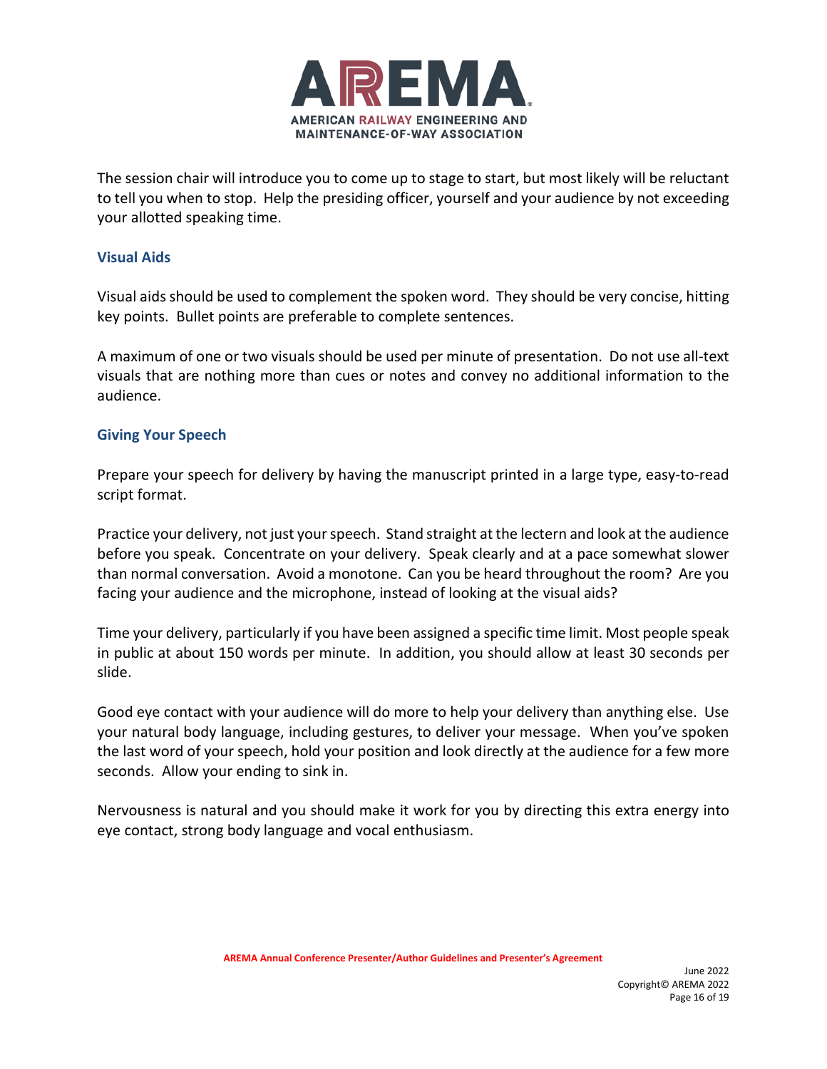The session chair will introduce you to come up to stage to start, but most likely will be reluctant to tell you when to stop. Help the presiding officer, yourself and your audience by not exceeding your allotted speaking time.

### Visual Aids

Visual aids should be used to complement the spoken word. They should be very concise, hitting key points. Bullet points are preferable to complete sentences.

A maximum of one or two visuals should be used per minute of presentation. Do not use all-text visuals that are nothing more than cues or notes and convey no additional information to the audience.

### Giving Your Speech

Prepare your speech for delivery by having the manuscript printed in a large type, easy-to-read script format.

Practice your delivery, not just your speech. Stand straight at the lectern and look at the audience before you speak. Concentrate on your delivery. Speak clearly and at a pace somewhat slower than normal conversation. Avoid a monotone. Can you be heard throughout the room? Are you facing your audience and the microphone, instead of looking at the visual aids?

Time your delivery, particularly if you have been assigned a specific time limit. Most people speak in public at about 150 words per minute. In addition, you should allow at least 30 seconds per slide.

Good eye contact with your audience will do more to help your delivery than anything else. Use your natural body language, including gestures, to deliver your message. When you've spoken the last word of your speech, hold your position and look directly at the audience for a few more seconds. Allow your ending to sink in.

Nervousness is natural and you should make it work for you by directing this extra energy into eye contact, strong body language and vocal enthusiasm.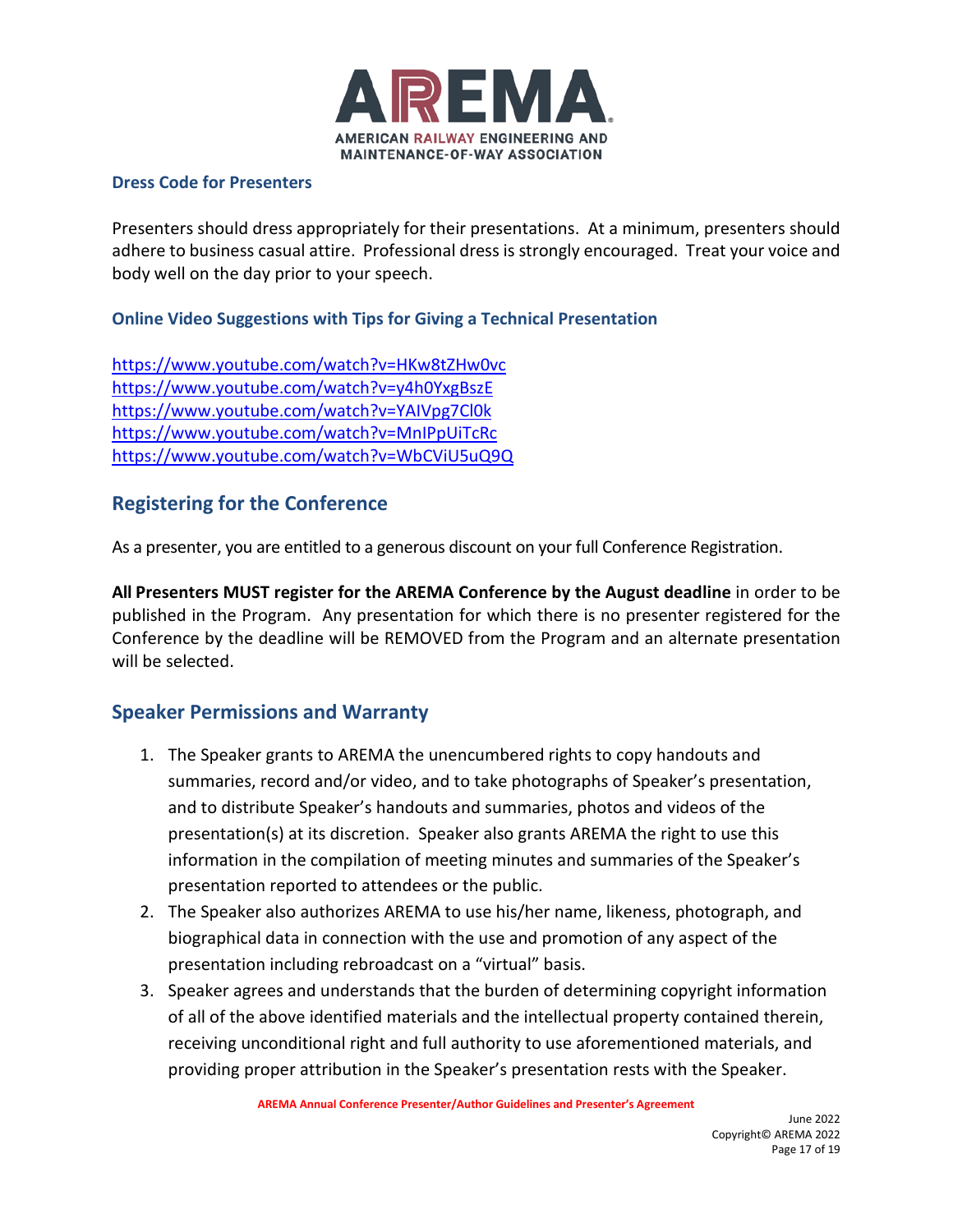### Dress Code for Presenters

Presenters should dress appropriately for their presentations. At a minimum, presenters should adhere to business casual attire. Professional dress is strongly encouraged. Treat your voice and body well on the day prior to your speech.

### Online Video Suggestions with Tips for Giving a Technical Presentation

https://www.youtube.com/watch?v=HKw8tZHw0vc
https://www.youtube.com/watch?v=y4h0YxgBszE
https://www.youtube.com/watch?v=YAIVpg7Cl0k
https://www.youtube.com/watch?v=MnlPpUiTcRc
https://www.youtube.com/watch?v=WbCViU5uQ9Q

## Registering for the Conference

As a presenter, you are entitled to a generous discount on your full Conference Registration.

**All Presenters MUST register for the AREMA Conference by the August deadline** in order to be published in the Program. Any presentation for which there is no presenter registered for the Conference by the deadline will be REMOVED from the Program and an alternate presentation will be selected.

## Speaker Permissions and Warranty

1. The Speaker grants to AREMA the unencumbered rights to copy handouts and summaries, record and/or video, and to take photographs of Speaker's presentation, and to distribute Speaker's handouts and summaries, photos and videos of the presentation(s) at its discretion. Speaker also grants AREMA the right to use this information in the compilation of meeting minutes and summaries of the Speaker's presentation reported to attendees or the public.
2. The Speaker also authorizes AREMA to use his/her name, likeness, photograph, and biographical data in connection with the use and promotion of any aspect of the presentation including rebroadcast on a "virtual" basis.
3. Speaker agrees and understands that the burden of determining copyright information of all of the above identified materials and the intellectual property contained therein, receiving unconditional right and full authority to use aforementioned materials, and providing proper attribution in the Speaker's presentation rests with the Speaker.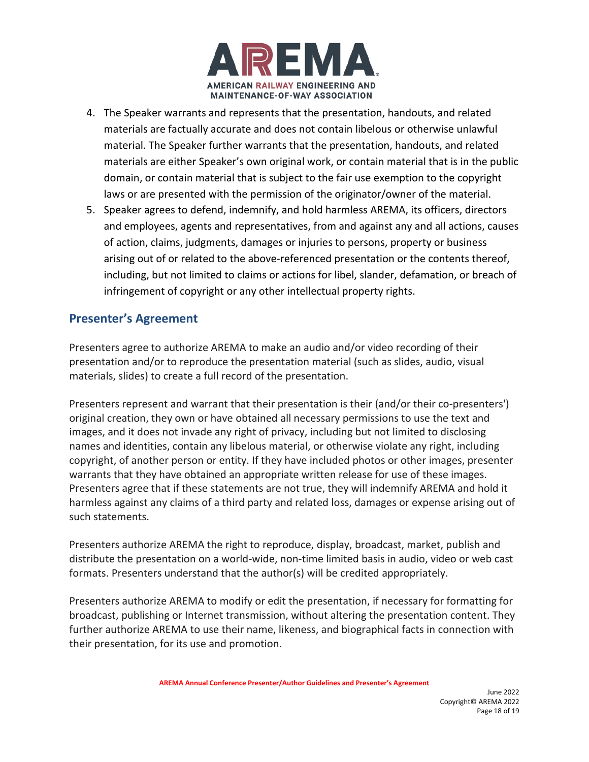4. The Speaker warrants and represents that the presentation, handouts, and related materials are factually accurate and does not contain libelous or otherwise unlawful material. The Speaker further warrants that the presentation, handouts, and related materials are either Speaker's own original work, or contain material that is in the public domain, or contain material that is subject to the fair use exemption to the copyright laws or are presented with the permission of the originator/owner of the material.
5. Speaker agrees to defend, indemnify, and hold harmless AREMA, its officers, directors and employees, agents and representatives, from and against any and all actions, causes of action, claims, judgments, damages or injuries to persons, property or business arising out of or related to the above-referenced presentation or the contents thereof, including, but not limited to claims or actions for libel, slander, defamation, or breach of infringement of copyright or any other intellectual property rights.

## Presenter's Agreement

Presenters agree to authorize AREMA to make an audio and/or video recording of their presentation and/or to reproduce the presentation material (such as slides, audio, visual materials, slides) to create a full record of the presentation.

Presenters represent and warrant that their presentation is their (and/or their co-presenters') original creation, they own or have obtained all necessary permissions to use the text and images, and it does not invade any right of privacy, including but not limited to disclosing names and identities, contain any libelous material, or otherwise violate any right, including copyright, of another person or entity. If they have included photos or other images, presenter warrants that they have obtained an appropriate written release for use of these images. Presenters agree that if these statements are not true, they will indemnify AREMA and hold it harmless against any claims of a third party and related loss, damages or expense arising out of such statements.

Presenters authorize AREMA the right to reproduce, display, broadcast, market, publish and distribute the presentation on a world-wide, non-time limited basis in audio, video or web cast formats. Presenters understand that the author(s) will be credited appropriately.

Presenters authorize AREMA to modify or edit the presentation, if necessary for formatting for broadcast, publishing or Internet transmission, without altering the presentation content. They further authorize AREMA to use their name, likeness, and biographical facts in connection with their presentation, for its use and promotion.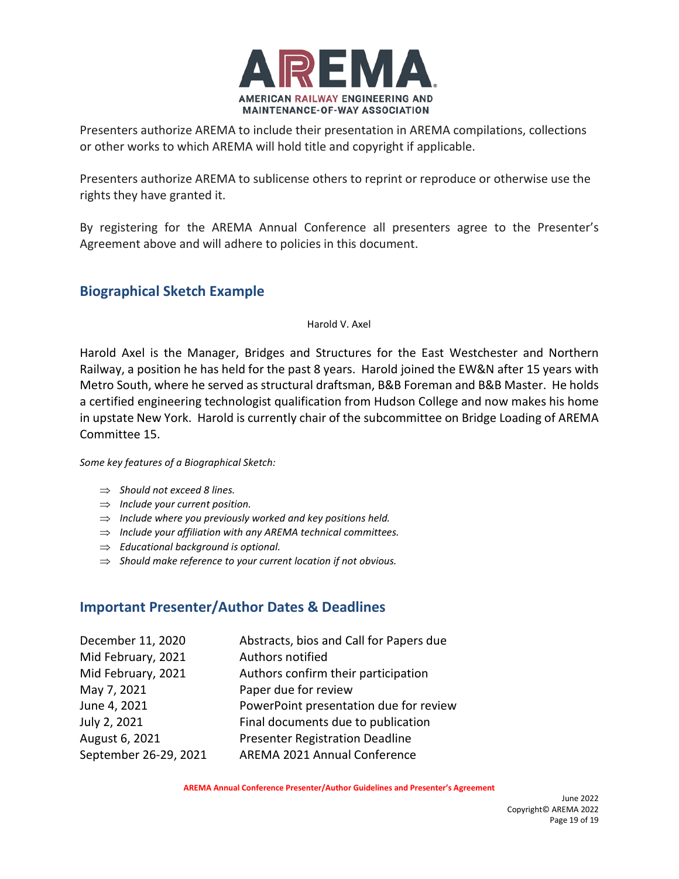Presenters authorize AREMA to include their presentation in AREMA compilations, collections or other works to which AREMA will hold title and copyright if applicable.

Presenters authorize AREMA to sublicense others to reprint or reproduce or otherwise use the rights they have granted it.

By registering for the AREMA Annual Conference all presenters agree to the Presenter's Agreement above and will adhere to policies in this document.

## Biographical Sketch Example

Harold V. Axel

Harold Axel is the Manager, Bridges and Structures for the East Westchester and Northern Railway, a position he has held for the past 8 years. Harold joined the EW&N after 15 years with Metro South, where he served as structural draftsman, B&B Foreman and B&B Master. He holds a certified engineering technologist qualification from Hudson College and now makes his home in upstate New York. Harold is currently chair of the subcommittee on Bridge Loading of AREMA Committee 15.

*Some key features of a Biographical Sketch:*

- ⇒ *Should not exceed 8 lines.*
- ⇒ *Include your current position.*
- ⇒ *Include where you previously worked and key positions held.*
- ⇒ *Include your affiliation with any AREMA technical committees.*
- ⇒ *Educational background is optional.*
- ⇒ *Should make reference to your current location if not obvious.*

## Important Presenter/Author Dates & Deadlines

| | |
|---|---|
| December 11, 2020 | Abstracts, bios and Call for Papers due |
| Mid February, 2021 | Authors notified |
| Mid February, 2021 | Authors confirm their participation |
| May 7, 2021 | Paper due for review |
| June 4, 2021 | PowerPoint presentation due for review |
| July 2, 2021 | Final documents due to publication |
| August 6, 2021 | Presenter Registration Deadline |
| September 26-29, 2021 | AREMA 2021 Annual Conference |